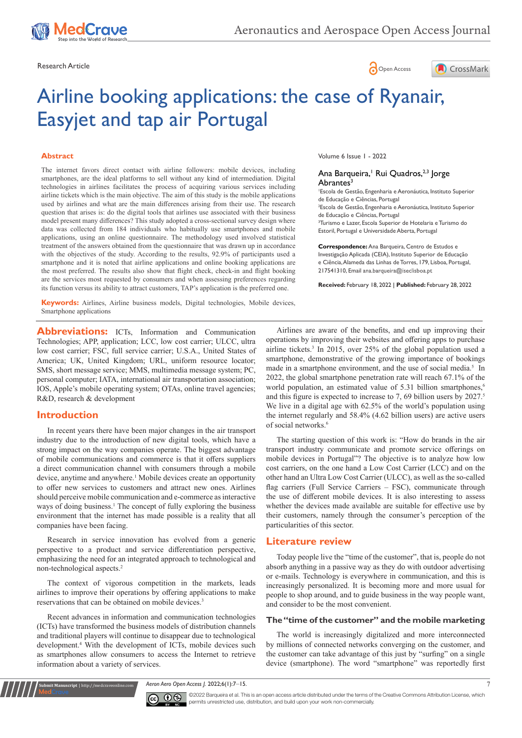Research Article

# Airline booking applications: the case of Ryanair, Easyjet and tap air Portugal

Volume 6 Issue 1 - 2022

Ana Barqueira,[1] Rui Quadros,[2,3] Jorge Abrantes[3]

[1]Escola de Gestão, Engenharia e Aeronáutica, Instituto Superior de Educação e Ciências, Portugal
[2]Escola de Gestão, Engenharia e Aeronáutica, Instituto Superior de Educação e Ciências, Portugal
[3]Turismo e Lazer, Escola Superior de Hotelaria e Turismo do Estoril, Portugal e Universidade Aberta, Portugal

**Correspondence:** Ana Barqueira, Centro de Estudos e Investigação Aplicada (CEIA), Instituto Superior de Educação e Ciência, Alameda das Linhas de Torres, 179, Lisboa, Portugal, 217541310, Email ana.barqueira@iseclisboa.pt

**Received:** February 18, 2022 | **Published:** February 28, 2022

## Abstract

The internet favors direct contact with airline followers: mobile devices, including smartphones, are the ideal platforms to sell without any kind of intermediation. Digital technologies in airlines facilitates the process of acquiring various services including airline tickets which is the main objective. The aim of this study is the mobile applications used by airlines and what are the main differences arising from their use. The research question that arises is: do the digital tools that airlines use associated with their business model present many differences? This study adopted a cross-sectional survey design where data was collected from 184 individuals who habitually use smartphones and mobile applications, using an online questionnaire. The methodology used involved statistical treatment of the answers obtained from the questionnaire that was drawn up in accordance with the objectives of the study. According to the results, 92.9% of participants used a smartphone and it is noted that airline applications and online booking applications are the most preferred. The results also show that flight check, check-in and flight booking are the services most requested by consumers and when assessing preferences regarding its function versus its ability to attract customers, TAP's application is the preferred one.

**Keywords:** Airlines, Airline business models, Digital technologies, Mobile devices, Smartphone applications

**Abbreviations:** ICTs, Information and Communication Technologies; APP, application; LCC, low cost carrier; ULCC, ultra low cost carrier; FSC, full service carrier; U.S.A., United States of America; UK, United Kingdom; URL, uniform resource locator; SMS, short message service; MMS, multimedia message system; PC, personal computer; IATA, international air transportation association; IOS, Apple's mobile operating system; OTAs, online travel agencies; R&D, research & development

## Introduction

In recent years there have been major changes in the air transport industry due to the introduction of new digital tools, which have a strong impact on the way companies operate. The biggest advantage of mobile communications and commerce is that it offers suppliers a direct communication channel with consumers through a mobile device, anytime and anywhere.[1] Mobile devices create an opportunity to offer new services to customers and attract new ones. Airlines should perceive mobile communication and e-commerce as interactive ways of doing business.[1] The concept of fully exploring the business environment that the internet has made possible is a reality that all companies have been facing.

Research in service innovation has evolved from a generic perspective to a product and service differentiation perspective, emphasizing the need for an integrated approach to technological and non-technological aspects.[2]

The context of vigorous competition in the markets, leads airlines to improve their operations by offering applications to make reservations that can be obtained on mobile devices.[3]

Recent advances in information and communication technologies (ICTs) have transformed the business models of distribution channels and traditional players will continue to disappear due to technological development.[4] With the development of ICTs, mobile devices such as smartphones allow consumers to access the Internet to retrieve information about a variety of services.

Airlines are aware of the benefits, and end up improving their operations by improving their websites and offering apps to purchase airline tickets.[3] In 2015, over 25% of the global population used a smartphone, demonstrative of the growing importance of bookings made in a smartphone environment, and the use of social media.[5] In 2022, the global smartphone penetration rate will reach 67.1% of the world population, an estimated value of 5.31 billion smartphones,[6] and this figure is expected to increase to 7, 69 billion users by 2027.[5] We live in a digital age with 62.5% of the world's population using the internet regularly and 58.4% (4.62 billion users) are active users of social networks.[6]

The starting question of this work is: "How do brands in the air transport industry communicate and promote service offerings on mobile devices in Portugal"? The objective is to analyze how low cost carriers, on the one hand a Low Cost Carrier (LCC) and on the other hand an Ultra Low Cost Carrier (ULCC), as well as the so-called flag carriers (Full Service Carriers – FSC), communicate through the use of different mobile devices. It is also interesting to assess whether the devices made available are suitable for effective use by their customers, namely through the consumer's perception of the particularities of this sector.

## Literature review

Today people live the "time of the customer", that is, people do not absorb anything in a passive way as they do with outdoor advertising or e-mails. Technology is everywhere in communication, and this is increasingly personalized. It is becoming more and more usual for people to shop around, and to guide business in the way people want, and consider to be the most convenient.

### The "time of the customer" and the mobile marketing

The world is increasingly digitalized and more interconnected by millions of connected networks converging on the customer, and the customer can take advantage of this just by "surfing" on a single device (smartphone). The word "smartphone" was reportedly first

©2022 Barqueira et al. This is an open access article distributed under the terms of the Creative Commons Attribution License, which permits unrestricted use, distribution, and build upon your work non-commercially.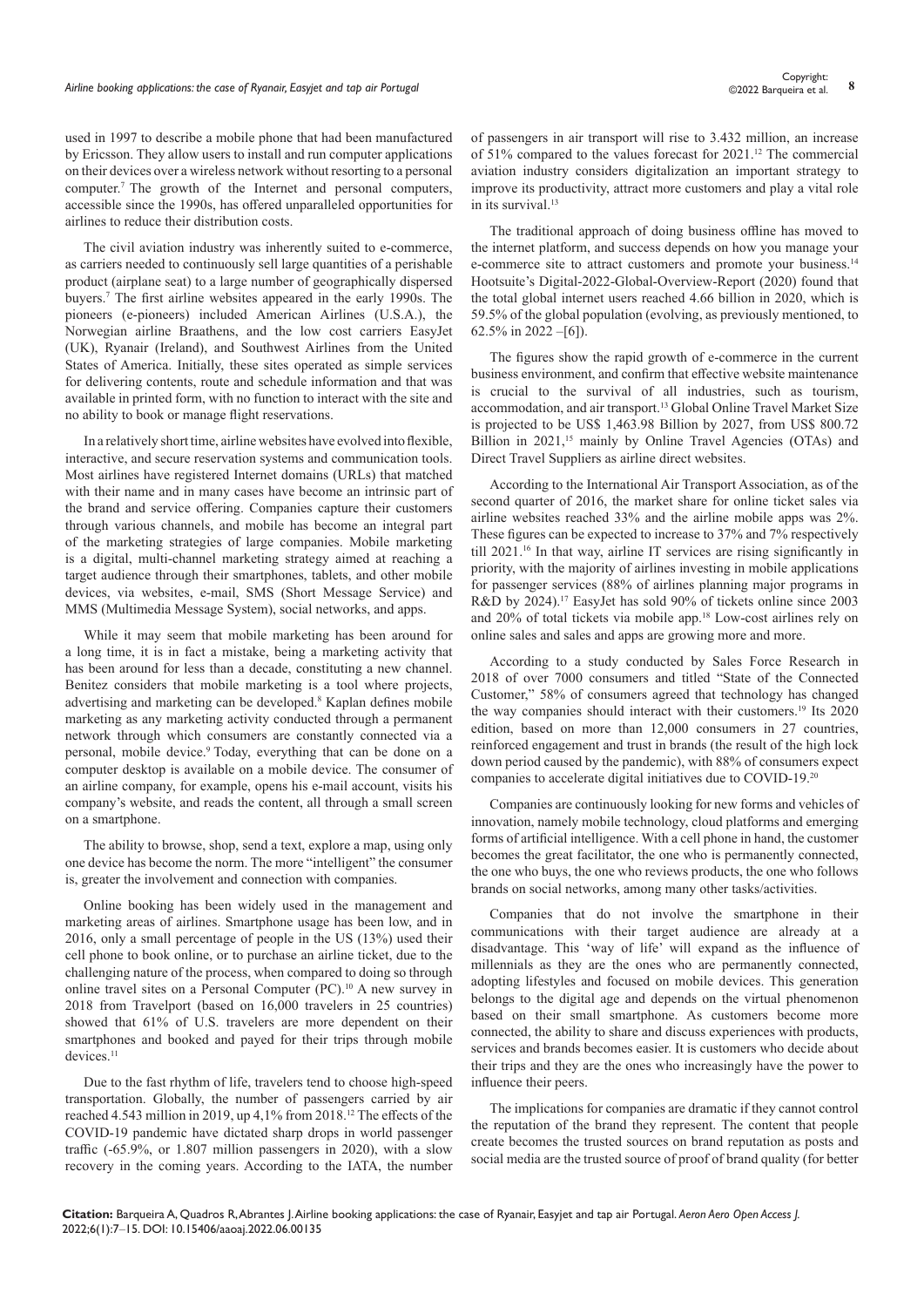used in 1997 to describe a mobile phone that had been manufactured by Ericsson. They allow users to install and run computer applications on their devices over a wireless network without resorting to a personal computer.[7] The growth of the Internet and personal computers, accessible since the 1990s, has offered unparalleled opportunities for airlines to reduce their distribution costs.

The civil aviation industry was inherently suited to e-commerce, as carriers needed to continuously sell large quantities of a perishable product (airplane seat) to a large number of geographically dispersed buyers.[7] The first airline websites appeared in the early 1990s. The pioneers (e-pioneers) included American Airlines (U.S.A.), the Norwegian airline Braathens, and the low cost carriers EasyJet (UK), Ryanair (Ireland), and Southwest Airlines from the United States of America. Initially, these sites operated as simple services for delivering contents, route and schedule information and that was available in printed form, with no function to interact with the site and no ability to book or manage flight reservations.

In a relatively short time, airline websites have evolved into flexible, interactive, and secure reservation systems and communication tools. Most airlines have registered Internet domains (URLs) that matched with their name and in many cases have become an intrinsic part of the brand and service offering. Companies capture their customers through various channels, and mobile has become an integral part of the marketing strategies of large companies. Mobile marketing is a digital, multi-channel marketing strategy aimed at reaching a target audience through their smartphones, tablets, and other mobile devices, via websites, e-mail, SMS (Short Message Service) and MMS (Multimedia Message System), social networks, and apps.

While it may seem that mobile marketing has been around for a long time, it is in fact a mistake, being a marketing activity that has been around for less than a decade, constituting a new channel. Benitez considers that mobile marketing is a tool where projects, advertising and marketing can be developed.[8] Kaplan defines mobile marketing as any marketing activity conducted through a permanent network through which consumers are constantly connected via a personal, mobile device.[9] Today, everything that can be done on a computer desktop is available on a mobile device. The consumer of an airline company, for example, opens his e-mail account, visits his company's website, and reads the content, all through a small screen on a smartphone.

The ability to browse, shop, send a text, explore a map, using only one device has become the norm. The more "intelligent" the consumer is, greater the involvement and connection with companies.

Online booking has been widely used in the management and marketing areas of airlines. Smartphone usage has been low, and in 2016, only a small percentage of people in the US (13%) used their cell phone to book online, or to purchase an airline ticket, due to the challenging nature of the process, when compared to doing so through online travel sites on a Personal Computer (PC).[10] A new survey in 2018 from Travelport (based on 16,000 travelers in 25 countries) showed that 61% of U.S. travelers are more dependent on their smartphones and booked and payed for their trips through mobile devices.[11]

Due to the fast rhythm of life, travelers tend to choose high-speed transportation. Globally, the number of passengers carried by air reached 4.543 million in 2019, up 4,1% from 2018.[12] The effects of the COVID-19 pandemic have dictated sharp drops in world passenger traffic (-65.9%, or 1.807 million passengers in 2020), with a slow recovery in the coming years. According to the IATA, the number of passengers in air transport will rise to 3.432 million, an increase of 51% compared to the values forecast for 2021.[12] The commercial aviation industry considers digitalization an important strategy to improve its productivity, attract more customers and play a vital role in its survival.[13]

The traditional approach of doing business offline has moved to the internet platform, and success depends on how you manage your e-commerce site to attract customers and promote your business.[14] Hootsuite's Digital-2022-Global-Overview-Report (2020) found that the total global internet users reached 4.66 billion in 2020, which is 59.5% of the global population (evolving, as previously mentioned, to 62.5% in 2022 –[6]).

The figures show the rapid growth of e-commerce in the current business environment, and confirm that effective website maintenance is crucial to the survival of all industries, such as tourism, accommodation, and air transport.[13] Global Online Travel Market Size is projected to be US$ 1,463.98 Billion by 2027, from US$ 800.72 Billion in 2021,[15] mainly by Online Travel Agencies (OTAs) and Direct Travel Suppliers as airline direct websites.

According to the International Air Transport Association, as of the second quarter of 2016, the market share for online ticket sales via airline websites reached 33% and the airline mobile apps was 2%. These figures can be expected to increase to 37% and 7% respectively till 2021.[16] In that way, airline IT services are rising significantly in priority, with the majority of airlines investing in mobile applications for passenger services (88% of airlines planning major programs in R&D by 2024).[17] EasyJet has sold 90% of tickets online since 2003 and 20% of total tickets via mobile app.[18] Low-cost airlines rely on online sales and sales and apps are growing more and more.

According to a study conducted by Sales Force Research in 2018 of over 7000 consumers and titled "State of the Connected Customer," 58% of consumers agreed that technology has changed the way companies should interact with their customers.[19] Its 2020 edition, based on more than 12,000 consumers in 27 countries, reinforced engagement and trust in brands (the result of the high lock down period caused by the pandemic), with 88% of consumers expect companies to accelerate digital initiatives due to COVID-19.[20]

Companies are continuously looking for new forms and vehicles of innovation, namely mobile technology, cloud platforms and emerging forms of artificial intelligence. With a cell phone in hand, the customer becomes the great facilitator, the one who is permanently connected, the one who buys, the one who reviews products, the one who follows brands on social networks, among many other tasks/activities.

Companies that do not involve the smartphone in their communications with their target audience are already at a disadvantage. This 'way of life' will expand as the influence of millennials as they are the ones who are permanently connected, adopting lifestyles and focused on mobile devices. This generation belongs to the digital age and depends on the virtual phenomenon based on their small smartphone. As customers become more connected, the ability to share and discuss experiences with products, services and brands becomes easier. It is customers who decide about their trips and they are the ones who increasingly have the power to influence their peers.

The implications for companies are dramatic if they cannot control the reputation of the brand they represent. The content that people create becomes the trusted sources on brand reputation as posts and social media are the trusted source of proof of brand quality (for better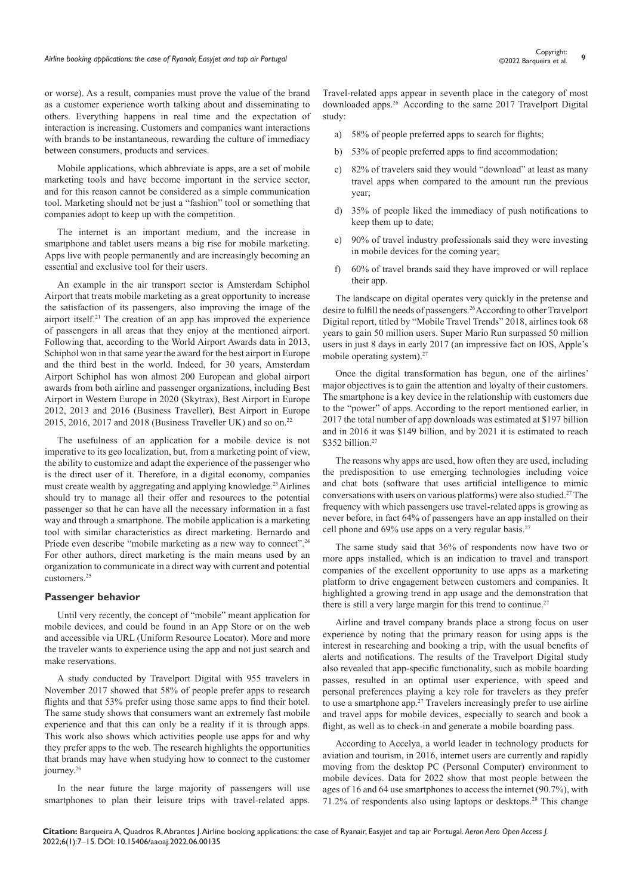or worse). As a result, companies must prove the value of the brand as a customer experience worth talking about and disseminating to others. Everything happens in real time and the expectation of interaction is increasing. Customers and companies want interactions with brands to be instantaneous, rewarding the culture of immediacy between consumers, products and services.

Mobile applications, which abbreviate is apps, are a set of mobile marketing tools and have become important in the service sector, and for this reason cannot be considered as a simple communication tool. Marketing should not be just a "fashion" tool or something that companies adopt to keep up with the competition.

The internet is an important medium, and the increase in smartphone and tablet users means a big rise for mobile marketing. Apps live with people permanently and are increasingly becoming an essential and exclusive tool for their users.

An example in the air transport sector is Amsterdam Schiphol Airport that treats mobile marketing as a great opportunity to increase the satisfaction of its passengers, also improving the image of the airport itself.[21] The creation of an app has improved the experience of passengers in all areas that they enjoy at the mentioned airport. Following that, according to the World Airport Awards data in 2013, Schiphol won in that same year the award for the best airport in Europe and the third best in the world. Indeed, for 30 years, Amsterdam Airport Schiphol has won almost 200 European and global airport awards from both airline and passenger organizations, including Best Airport in Western Europe in 2020 (Skytrax), Best Airport in Europe 2012, 2013 and 2016 (Business Traveller), Best Airport in Europe 2015, 2016, 2017 and 2018 (Business Traveller UK) and so on.[22]

The usefulness of an application for a mobile device is not imperative to its geo localization, but, from a marketing point of view, the ability to customize and adapt the experience of the passenger who is the direct user of it. Therefore, in a digital economy, companies must create wealth by aggregating and applying knowledge.[23] Airlines should try to manage all their offer and resources to the potential passenger so that he can have all the necessary information in a fast way and through a smartphone. The mobile application is a marketing tool with similar characteristics as direct marketing. Bernardo and Priede even describe "mobile marketing as a new way to connect".[24] For other authors, direct marketing is the main means used by an organization to communicate in a direct way with current and potential customers.[25]

## Passenger behavior

Until very recently, the concept of "mobile" meant application for mobile devices, and could be found in an App Store or on the web and accessible via URL (Uniform Resource Locator). More and more the traveler wants to experience using the app and not just search and make reservations.

A study conducted by Travelport Digital with 955 travelers in November 2017 showed that 58% of people prefer apps to research flights and that 53% prefer using those same apps to find their hotel. The same study shows that consumers want an extremely fast mobile experience and that this can only be a reality if it is through apps. This work also shows which activities people use apps for and why they prefer apps to the web. The research highlights the opportunities that brands may have when studying how to connect to the customer journey.[26]

In the near future the large majority of passengers will use smartphones to plan their leisure trips with travel-related apps. Travel-related apps appear in seventh place in the category of most downloaded apps.[26] According to the same 2017 Travelport Digital study:

a) 58% of people preferred apps to search for flights;

b) 53% of people preferred apps to find accommodation;

c) 82% of travelers said they would "download" at least as many travel apps when compared to the amount run the previous year;

d) 35% of people liked the immediacy of push notifications to keep them up to date;

e) 90% of travel industry professionals said they were investing in mobile devices for the coming year;

f) 60% of travel brands said they have improved or will replace their app.

The landscape on digital operates very quickly in the pretense and desire to fulfill the needs of passengers.[26] According to other Travelport Digital report, titled by "Mobile Travel Trends" 2018, airlines took 68 years to gain 50 million users. Super Mario Run surpassed 50 million users in just 8 days in early 2017 (an impressive fact on IOS, Apple's mobile operating system).[27]

Once the digital transformation has begun, one of the airlines' major objectives is to gain the attention and loyalty of their customers. The smartphone is a key device in the relationship with customers due to the "power" of apps. According to the report mentioned earlier, in 2017 the total number of app downloads was estimated at $197 billion and in 2016 it was $149 billion, and by 2021 it is estimated to reach $352 billion.[27]

The reasons why apps are used, how often they are used, including the predisposition to use emerging technologies including voice and chat bots (software that uses artificial intelligence to mimic conversations with users on various platforms) were also studied.[27] The frequency with which passengers use travel-related apps is growing as never before, in fact 64% of passengers have an app installed on their cell phone and 69% use apps on a very regular basis.[27]

The same study said that 36% of respondents now have two or more apps installed, which is an indication to travel and transport companies of the excellent opportunity to use apps as a marketing platform to drive engagement between customers and companies. It highlighted a growing trend in app usage and the demonstration that there is still a very large margin for this trend to continue.[27]

Airline and travel company brands place a strong focus on user experience by noting that the primary reason for using apps is the interest in researching and booking a trip, with the usual benefits of alerts and notifications. The results of the Travelport Digital study also revealed that app-specific functionality, such as mobile boarding passes, resulted in an optimal user experience, with speed and personal preferences playing a key role for travelers as they prefer to use a smartphone app.[27] Travelers increasingly prefer to use airline and travel apps for mobile devices, especially to search and book a flight, as well as to check-in and generate a mobile boarding pass.

According to Accelya, a world leader in technology products for aviation and tourism, in 2016, internet users are currently and rapidly moving from the desktop PC (Personal Computer) environment to mobile devices. Data for 2022 show that most people between the ages of 16 and 64 use smartphones to access the internet (90.7%), with 71.2% of respondents also using laptops or desktops.[28] This change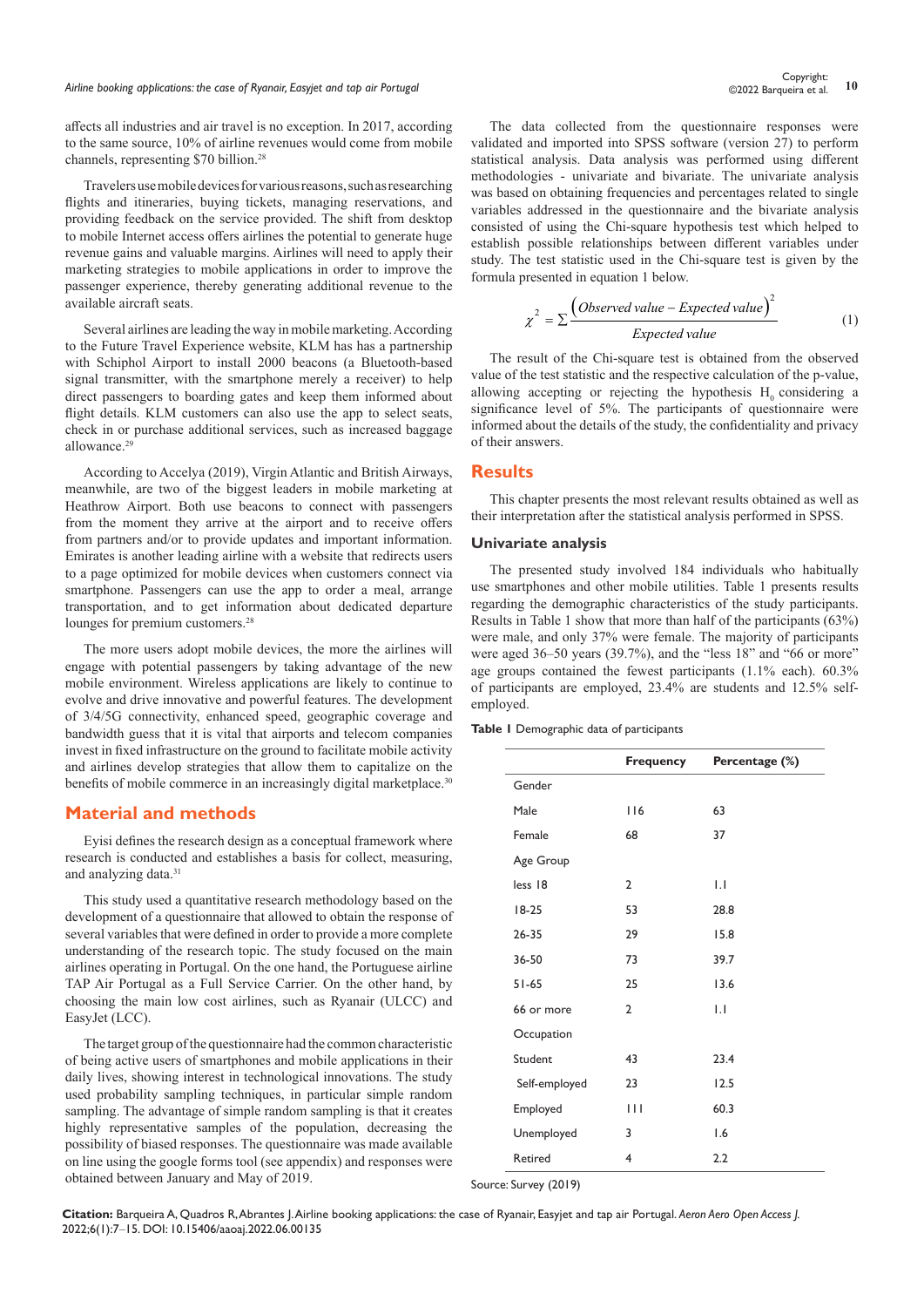affects all industries and air travel is no exception. In 2017, according to the same source, 10% of airline revenues would come from mobile channels, representing $70 billion.[28]

Travelers use mobile devices for various reasons, such as researching flights and itineraries, buying tickets, managing reservations, and providing feedback on the service provided. The shift from desktop to mobile Internet access offers airlines the potential to generate huge revenue gains and valuable margins. Airlines will need to apply their marketing strategies to mobile applications in order to improve the passenger experience, thereby generating additional revenue to the available aircraft seats.

Several airlines are leading the way in mobile marketing. According to the Future Travel Experience website, KLM has has a partnership with Schiphol Airport to install 2000 beacons (a Bluetooth-based signal transmitter, with the smartphone merely a receiver) to help direct passengers to boarding gates and keep them informed about flight details. KLM customers can also use the app to select seats, check in or purchase additional services, such as increased baggage allowance.[29]

According to Accelya (2019), Virgin Atlantic and British Airways, meanwhile, are two of the biggest leaders in mobile marketing at Heathrow Airport. Both use beacons to connect with passengers from the moment they arrive at the airport and to receive offers from partners and/or to provide updates and important information. Emirates is another leading airline with a website that redirects users to a page optimized for mobile devices when customers connect via smartphone. Passengers can use the app to order a meal, arrange transportation, and to get information about dedicated departure lounges for premium customers.[28]

The more users adopt mobile devices, the more the airlines will engage with potential passengers by taking advantage of the new mobile environment. Wireless applications are likely to continue to evolve and drive innovative and powerful features. The development of 3/4/5G connectivity, enhanced speed, geographic coverage and bandwidth guess that it is vital that airports and telecom companies invest in fixed infrastructure on the ground to facilitate mobile activity and airlines develop strategies that allow them to capitalize on the benefits of mobile commerce in an increasingly digital marketplace.[30]

## Material and methods

Eyisi defines the research design as a conceptual framework where research is conducted and establishes a basis for collect, measuring, and analyzing data.[31]

This study used a quantitative research methodology based on the development of a questionnaire that allowed to obtain the response of several variables that were defined in order to provide a more complete understanding of the research topic. The study focused on the main airlines operating in Portugal. On the one hand, the Portuguese airline TAP Air Portugal as a Full Service Carrier. On the other hand, by choosing the main low cost airlines, such as Ryanair (ULCC) and EasyJet (LCC).

The target group of the questionnaire had the common characteristic of being active users of smartphones and mobile applications in their daily lives, showing interest in technological innovations. The study used probability sampling techniques, in particular simple random sampling. The advantage of simple random sampling is that it creates highly representative samples of the population, decreasing the possibility of biased responses. The questionnaire was made available on line using the google forms tool (see appendix) and responses were obtained between January and May of 2019.

The data collected from the questionnaire responses were validated and imported into SPSS software (version 27) to perform statistical analysis. Data analysis was performed using different methodologies - univariate and bivariate. The univariate analysis was based on obtaining frequencies and percentages related to single variables addressed in the questionnaire and the bivariate analysis consisted of using the Chi-square hypothesis test which helped to establish possible relationships between different variables under study. The test statistic used in the Chi-square test is given by the formula presented in equation 1 below.

$$\chi^2 = \sum \frac{(Observed\ value - Expected\ value)^2}{Expected\ value} \quad (1)$$

The result of the Chi-square test is obtained from the observed value of the test statistic and the respective calculation of the p-value, allowing accepting or rejecting the hypothesis $H_0$ considering a significance level of 5%. The participants of questionnaire were informed about the details of the study, the confidentiality and privacy of their answers.

## Results

This chapter presents the most relevant results obtained as well as their interpretation after the statistical analysis performed in SPSS.

### Univariate analysis

The presented study involved 184 individuals who habitually use smartphones and other mobile utilities. Table 1 presents results regarding the demographic characteristics of the study participants. Results in Table 1 show that more than half of the participants (63%) were male, and only 37% were female. The majority of participants were aged 36–50 years (39.7%), and the "less 18" and "66 or more" age groups contained the fewest participants (1.1% each). 60.3% of participants are employed, 23.4% are students and 12.5% self-employed.

**Table 1** Demographic data of participants

| | Frequency | Percentage (%) |
|---|---|---|
| Gender | | |
| Male | 116 | 63 |
| Female | 68 | 37 |
| Age Group | | |
| less 18 | 2 | 1.1 |
| 18-25 | 53 | 28.8 |
| 26-35 | 29 | 15.8 |
| 36-50 | 73 | 39.7 |
| 51-65 | 25 | 13.6 |
| 66 or more | 2 | 1.1 |
| Occupation | | |
| Student | 43 | 23.4 |
| Self-employed | 23 | 12.5 |
| Employed | 111 | 60.3 |
| Unemployed | 3 | 1.6 |
| Retired | 4 | 2.2 |

Source: Survey (2019)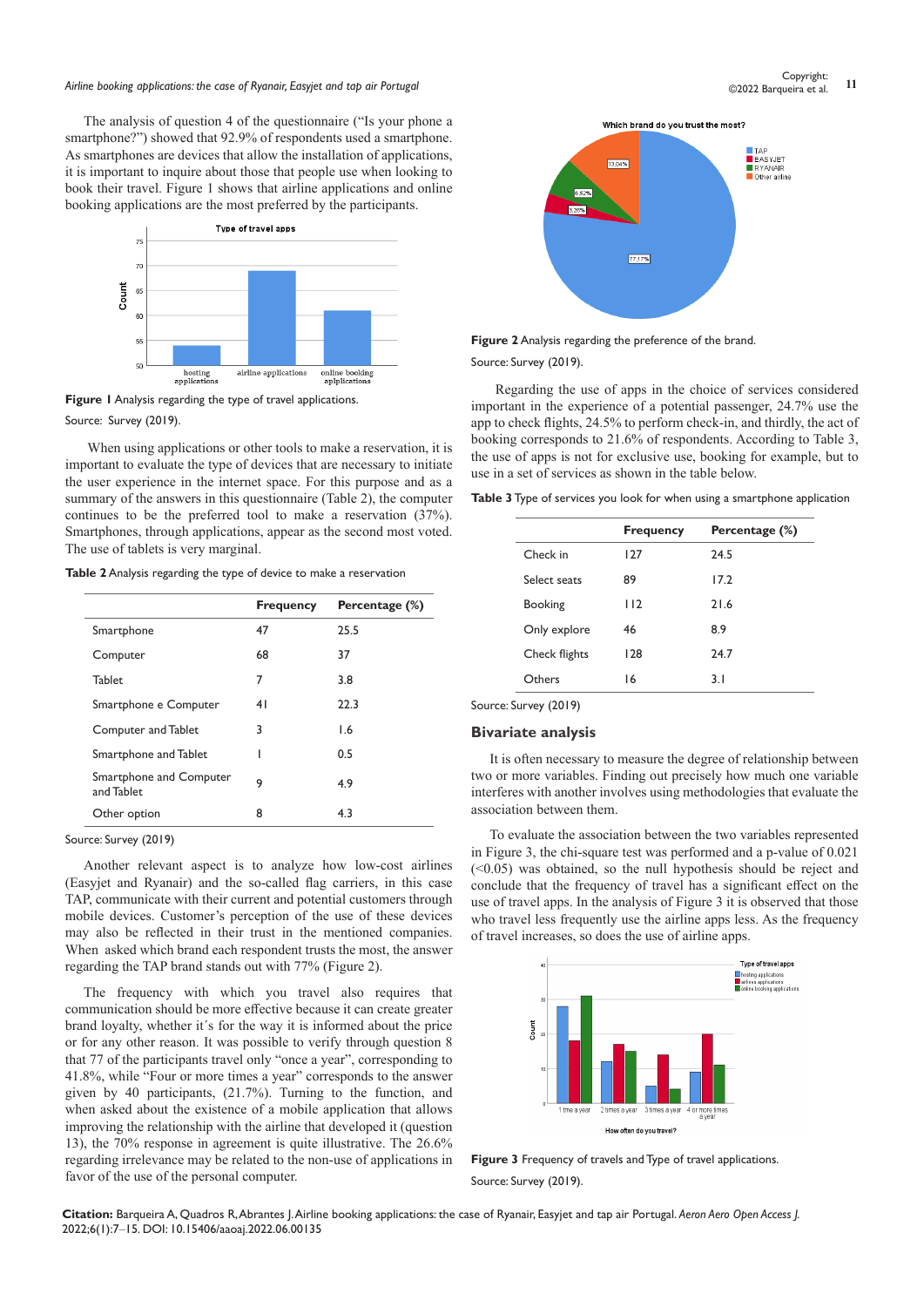The analysis of question 4 of the questionnaire ("Is your phone a smartphone?") showed that 92.9% of respondents used a smartphone. As smartphones are devices that allow the installation of applications, it is important to inquire about those that people use when looking to book their travel. Figure 1 shows that airline applications and online booking applications are the most preferred by the participants.

**Figure 1** Analysis regarding the type of travel applications.

Source: Survey (2019).

When using applications or other tools to make a reservation, it is important to evaluate the type of devices that are necessary to initiate the user experience in the internet space. For this purpose and as a summary of the answers in this questionnaire (Table 2), the computer continues to be the preferred tool to make a reservation (37%). Smartphones, through applications, appear as the second most voted. The use of tablets is very marginal.

**Table 2** Analysis regarding the type of device to make a reservation

| | Frequency | Percentage (%) |
|---|---|---|
| Smartphone | 47 | 25.5 |
| Computer | 68 | 37 |
| Tablet | 7 | 3.8 |
| Smartphone e Computer | 41 | 22.3 |
| Computer and Tablet | 3 | 1.6 |
| Smartphone and Tablet | 1 | 0.5 |
| Smartphone and Computer and Tablet | 9 | 4.9 |
| Other option | 8 | 4.3 |

Source: Survey (2019)

Another relevant aspect is to analyze how low-cost airlines (Easyjet and Ryanair) and the so-called flag carriers, in this case TAP, communicate with their current and potential customers through mobile devices. Customer's perception of the use of these devices may also be reflected in their trust in the mentioned companies. When asked which brand each respondent trusts the most, the answer regarding the TAP brand stands out with 77% (Figure 2).

The frequency with which you travel also requires that communication should be more effective because it can create greater brand loyalty, whether it´s for the way it is informed about the price or for any other reason. It was possible to verify through question 8 that 77 of the participants travel only "once a year", corresponding to 41.8%, while "Four or more times a year" corresponds to the answer given by 40 participants, (21.7%). Turning to the function, and when asked about the existence of a mobile application that allows improving the relationship with the airline that developed it (question 13), the 70% response in agreement is quite illustrative. The 26.6% regarding irrelevance may be related to the non-use of applications in favor of the use of the personal computer.

**Figure 2** Analysis regarding the preference of the brand.

Source: Survey (2019).

Regarding the use of apps in the choice of services considered important in the experience of a potential passenger, 24.7% use the app to check flights, 24.5% to perform check-in, and thirdly, the act of booking corresponds to 21.6% of respondents. According to Table 3, the use of apps is not for exclusive use, booking for example, but to use in a set of services as shown in the table below.

**Table 3** Type of services you look for when using a smartphone application

| | Frequency | Percentage (%) |
|---|---|---|
| Check in | 127 | 24.5 |
| Select seats | 89 | 17.2 |
| Booking | 112 | 21.6 |
| Only explore | 46 | 8.9 |
| Check flights | 128 | 24.7 |
| Others | 16 | 3.1 |

Source: Survey (2019)

## Bivariate analysis

It is often necessary to measure the degree of relationship between two or more variables. Finding out precisely how much one variable interferes with another involves using methodologies that evaluate the association between them.

To evaluate the association between the two variables represented in Figure 3, the chi-square test was performed and a p-value of 0.021 (<0.05) was obtained, so the null hypothesis should be reject and conclude that the frequency of travel has a significant effect on the use of travel apps. In the analysis of Figure 3 it is observed that those who travel less frequently use the airline apps less. As the frequency of travel increases, so does the use of airline apps.

**Figure 3** Frequency of travels and Type of travel applications.

Source: Survey (2019).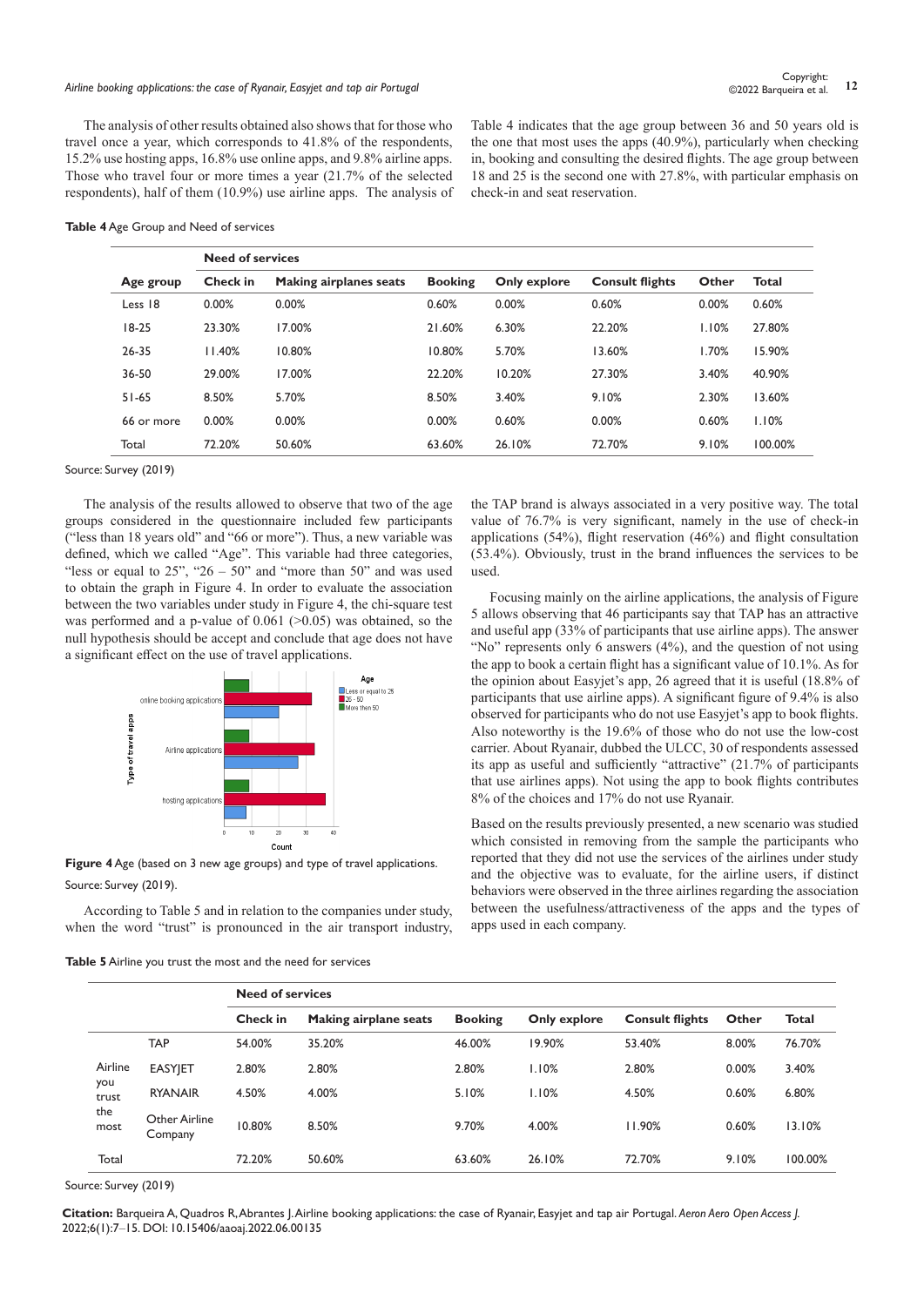The analysis of other results obtained also shows that for those who travel once a year, which corresponds to 41.8% of the respondents, 15.2% use hosting apps, 16.8% use online apps, and 9.8% airline apps. Those who travel four or more times a year (21.7% of the selected respondents), half of them (10.9%) use airline apps. The analysis of Table 4 indicates that the age group between 36 and 50 years old is the one that most uses the apps (40.9%), particularly when checking in, booking and consulting the desired flights. The age group between 18 and 25 is the second one with 27.8%, with particular emphasis on check-in and seat reservation.

**Table 4** Age Group and Need of services

| | Need of services | | | | | | |
|---|---|---|---|---|---|---|---|
| Age group | Check in | Making airplanes seats | Booking | Only explore | Consult flights | Other | Total |
| Less 18 | 0.00% | 0.00% | 0.60% | 0.00% | 0.60% | 0.00% | 0.60% |
| 18-25 | 23.30% | 17.00% | 21.60% | 6.30% | 22.20% | 1.10% | 27.80% |
| 26-35 | 11.40% | 10.80% | 10.80% | 5.70% | 13.60% | 1.70% | 15.90% |
| 36-50 | 29.00% | 17.00% | 22.20% | 10.20% | 27.30% | 3.40% | 40.90% |
| 51-65 | 8.50% | 5.70% | 8.50% | 3.40% | 9.10% | 2.30% | 13.60% |
| 66 or more | 0.00% | 0.00% | 0.00% | 0.60% | 0.00% | 0.60% | 1.10% |
| Total | 72.20% | 50.60% | 63.60% | 26.10% | 72.70% | 9.10% | 100.00% |

Source: Survey (2019)

The analysis of the results allowed to observe that two of the age groups considered in the questionnaire included few participants ("less than 18 years old" and "66 or more"). Thus, a new variable was defined, which we called "Age". This variable had three categories, "less or equal to 25", "26 – 50" and "more than 50" and was used to obtain the graph in Figure 4. In order to evaluate the association between the two variables under study in Figure 4, the chi-square test was performed and a p-value of 0.061 (>0.05) was obtained, so the null hypothesis should be accept and conclude that age does not have a significant effect on the use of travel applications.

**Figure 4** Age (based on 3 new age groups) and type of travel applications.

Source: Survey (2019).

According to Table 5 and in relation to the companies under study, when the word "trust" is pronounced in the air transport industry, the TAP brand is always associated in a very positive way. The total value of 76.7% is very significant, namely in the use of check-in applications (54%), flight reservation (46%) and flight consultation (53.4%). Obviously, trust in the brand influences the services to be used.

Focusing mainly on the airline applications, the analysis of Figure 5 allows observing that 46 participants say that TAP has an attractive and useful app (33% of participants that use airline apps). The answer "No" represents only 6 answers (4%), and the question of not using the app to book a certain flight has a significant value of 10.1%. As for the opinion about Easyjet's app, 26 agreed that it is useful (18.8% of participants that use airline apps). A significant figure of 9.4% is also observed for participants who do not use Easyjet's app to book flights. Also noteworthy is the 19.6% of those who do not use the low-cost carrier. About Ryanair, dubbed the ULCC, 30 of respondents assessed its app as useful and sufficiently "attractive" (21.7% of participants that use airlines apps). Not using the app to book flights contributes 8% of the choices and 17% do not use Ryanair.

Based on the results previously presented, a new scenario was studied which consisted in removing from the sample the participants who reported that they did not use the services of the airlines under study and the objective was to evaluate, for the airline users, if distinct behaviors were observed in the three airlines regarding the association between the usefulness/attractiveness of the apps and the types of apps used in each company.

**Table 5** Airline you trust the most and the need for services

| | | Need of services | | | | | | |
|---|---|---|---|---|---|---|---|---|
| | | Check in | Making airplane seats | Booking | Only explore | Consult flights | Other | Total |
| Airline you trust the most | TAP | 54.00% | 35.20% | 46.00% | 19.90% | 53.40% | 8.00% | 76.70% |
| | EASYJET | 2.80% | 2.80% | 2.80% | 1.10% | 2.80% | 0.00% | 3.40% |
| | RYANAIR | 4.50% | 4.00% | 5.10% | 1.10% | 4.50% | 0.60% | 6.80% |
| | Other Airline Company | 10.80% | 8.50% | 9.70% | 4.00% | 11.90% | 0.60% | 13.10% |
| Total | | 72.20% | 50.60% | 63.60% | 26.10% | 72.70% | 9.10% | 100.00% |

Source: Survey (2019)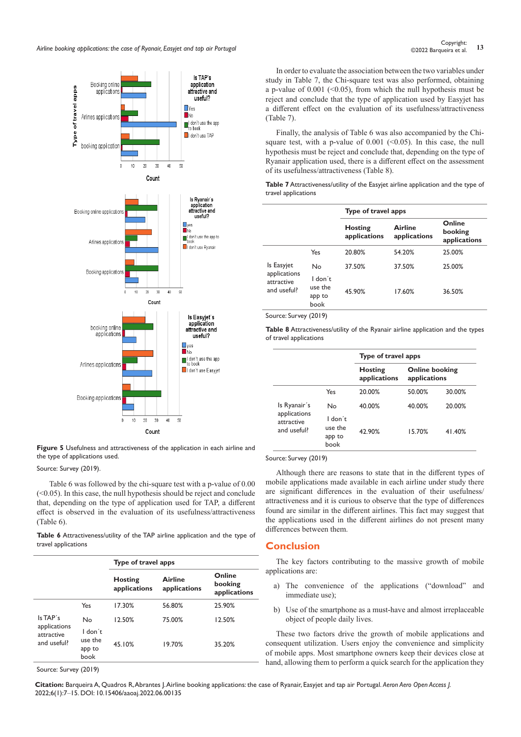Figure 5 Usefulness and attractiveness of the application in each airline and the type of applications used.

Source: Survey (2019).

Table 6 was followed by the chi-square test with a p-value of 0.00 (<0.05). In this case, the null hypothesis should be reject and conclude that, depending on the type of application used for TAP, a different effect is observed in the evaluation of its usefulness/attractiveness (Table 6).

**Table 6** Attractiveness/utility of the TAP airline application and the type of travel applications

| | | Type of travel apps | | |
|---|---|---|---|---|
| | | Hosting applications | Airline applications | Online booking applications |
| Is TAP´s applications attractive and useful? | Yes | 17.30% | 56.80% | 25.90% |
| | No | 12.50% | 75.00% | 12.50% |
| | I don´t use the app to book | 45.10% | 19.70% | 35.20% |

Source: Survey (2019)

In order to evaluate the association between the two variables under study in Table 7, the Chi-square test was also performed, obtaining a p-value of 0.001 (<0.05), from which the null hypothesis must be reject and conclude that the type of application used by Easyjet has a different effect on the evaluation of its usefulness/attractiveness (Table 7).

Finally, the analysis of Table 6 was also accompanied by the Chi-square test, with a p-value of 0.001 (<0.05). In this case, the null hypothesis must be reject and conclude that, depending on the type of Ryanair application used, there is a different effect on the assessment of its usefulness/attractiveness (Table 8).

**Table 7** Attractiveness/utility of the Easyjet airline application and the type of travel applications

| | | Type of travel apps | | |
|---|---|---|---|---|
| | | Hosting applications | Airline applications | Online booking applications |
| Is Easyjet applications attractive and useful? | Yes | 20.80% | 54.20% | 25.00% |
| | No | 37.50% | 37.50% | 25.00% |
| | I don´t use the app to book | 45.90% | 17.60% | 36.50% |

Source: Survey (2019)

**Table 8** Attractiveness/utility of the Ryanair airline application and the types of travel applications

| | | Type of travel apps | | |
|---|---|---|---|---|
| | | Hosting applications | Online booking applications | |
| Is Ryanair´s applications attractive and useful? | Yes | 20.00% | 50.00% | 30.00% |
| | No | 40.00% | 40.00% | 20.00% |
| | I don´t use the app to book | 42.90% | 15.70% | 41.40% |

Source: Survey (2019)

Although there are reasons to state that in the different types of mobile applications made available in each airline under study there are significant differences in the evaluation of their usefulness/attractiveness and it is curious to observe that the type of differences found are similar in the different airlines. This fact may suggest that the applications used in the different airlines do not present many differences between them.

## Conclusion

The key factors contributing to the massive growth of mobile applications are:

a) The convenience of the applications ("download" and immediate use);

b) Use of the smartphone as a must-have and almost irreplaceable object of people daily lives.

These two factors drive the growth of mobile applications and consequent utilization. Users enjoy the convenience and simplicity of mobile apps. Most smartphone owners keep their devices close at hand, allowing them to perform a quick search for the application they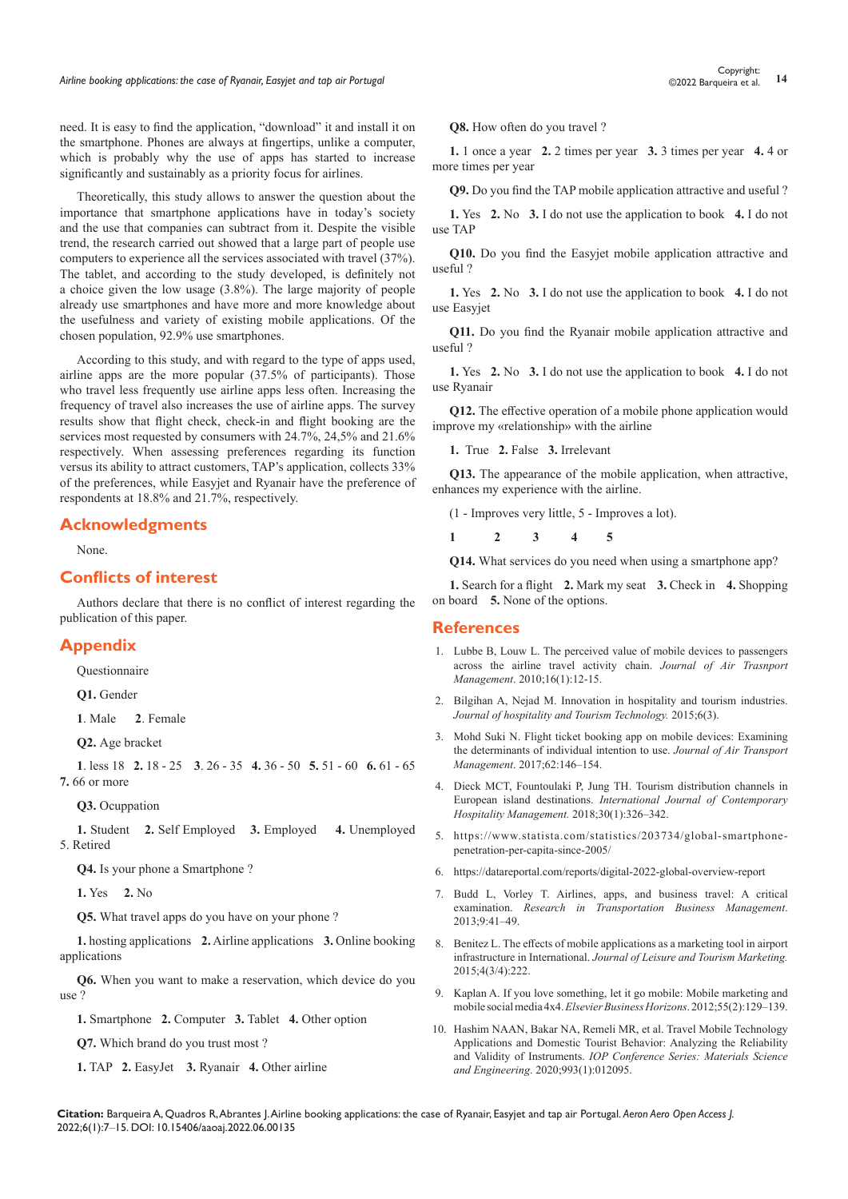need. It is easy to find the application, "download" it and install it on the smartphone. Phones are always at fingertips, unlike a computer, which is probably why the use of apps has started to increase significantly and sustainably as a priority focus for airlines.

Theoretically, this study allows to answer the question about the importance that smartphone applications have in today's society and the use that companies can subtract from it. Despite the visible trend, the research carried out showed that a large part of people use computers to experience all the services associated with travel (37%). The tablet, and according to the study developed, is definitely not a choice given the low usage (3.8%). The large majority of people already use smartphones and have more and more knowledge about the usefulness and variety of existing mobile applications. Of the chosen population, 92.9% use smartphones.

According to this study, and with regard to the type of apps used, airline apps are the more popular (37.5% of participants). Those who travel less frequently use airline apps less often. Increasing the frequency of travel also increases the use of airline apps. The survey results show that flight check, check-in and flight booking are the services most requested by consumers with 24.7%, 24,5% and 21.6% respectively. When assessing preferences regarding its function versus its ability to attract customers, TAP's application, collects 33% of the preferences, while Easyjet and Ryanair have the preference of respondents at 18.8% and 21.7%, respectively.

## Acknowledgments

None.

## Conflicts of interest

Authors declare that there is no conflict of interest regarding the publication of this paper.

## Appendix

Questionnaire

**Q1.** Gender

**1**. Male **2**. Female

**Q2.** Age bracket

**1**. less 18 **2.** 18 - 25 **3**. 26 - 35 **4.** 36 - 50 **5.** 51 - 60 **6.** 61 - 65 **7.** 66 or more

**Q3.** Ocuppation

**1.** Student **2.** Self Employed **3.** Employed **4.** Unemployed 5. Retired

**Q4.** Is your phone a Smartphone ?

**1.** Yes **2.** No

**Q5.** What travel apps do you have on your phone ?

**1.** hosting applications **2.** Airline applications **3.** Online booking applications

**Q6.** When you want to make a reservation, which device do you use ?

**1.** Smartphone **2.** Computer **3.** Tablet **4.** Other option

**Q7.** Which brand do you trust most ?

**1.** TAP **2.** EasyJet **3.** Ryanair **4.** Other airline

**Q8.** How often do you travel ?

**1.** 1 once a year **2.** 2 times per year **3.** 3 times per year **4.** 4 or more times per year

**Q9.** Do you find the TAP mobile application attractive and useful ?

**1.** Yes **2.** No **3.** I do not use the application to book **4.** I do not use TAP

**Q10.** Do you find the Easyjet mobile application attractive and useful ?

**1.** Yes **2.** No **3.** I do not use the application to book **4.** I do not use Easyjet

**Q11.** Do you find the Ryanair mobile application attractive and useful ?

**1.** Yes **2.** No **3.** I do not use the application to book **4.** I do not use Ryanair

**Q12.** The effective operation of a mobile phone application would improve my «relationship» with the airline

**1.** True **2.** False **3.** Irrelevant

**Q13.** The appearance of the mobile application, when attractive, enhances my experience with the airline.

(1 - Improves very little, 5 - Improves a lot).

**1** **2** **3** **4** **5**

**Q14.** What services do you need when using a smartphone app?

**1.** Search for a flight **2.** Mark my seat **3.** Check in **4.** Shopping on board **5.** None of the options.

## References

1. Lubbe B, Louw L. The perceived value of mobile devices to passengers across the airline travel activity chain. *Journal of Air Trasnport Management*. 2010;16(1):12-15.
2. Bilgihan A, Nejad M. Innovation in hospitality and tourism industries. *Journal of hospitality and Tourism Technology.* 2015;6(3).
3. Mohd Suki N. Flight ticket booking app on mobile devices: Examining the determinants of individual intention to use. *Journal of Air Transport Management*. 2017;62:146–154.
4. Dieck MCT, Fountoulaki P, Jung TH. Tourism distribution channels in European island destinations. *International Journal of Contemporary Hospitality Management.* 2018;30(1):326–342.
5. https://www.statista.com/statistics/203734/global-smartphone-penetration-per-capita-since-2005/
6. https://datareportal.com/reports/digital-2022-global-overview-report
7. Budd L, Vorley T. Airlines, apps, and business travel: A critical examination. *Research in Transportation Business Management*. 2013;9:41–49.
8. Benitez L. The effects of mobile applications as a marketing tool in airport infrastructure in International. *Journal of Leisure and Tourism Marketing.* 2015;4(3/4):222.
9. Kaplan A. If you love something, let it go mobile: Mobile marketing and mobile social media 4x4. *Elsevier Business Horizons*. 2012;55(2):129–139.
10. Hashim NAAN, Bakar NA, Remeli MR, et al. Travel Mobile Technology Applications and Domestic Tourist Behavior: Analyzing the Reliability and Validity of Instruments. *IOP Conference Series: Materials Science and Engineering*. 2020;993(1):012095.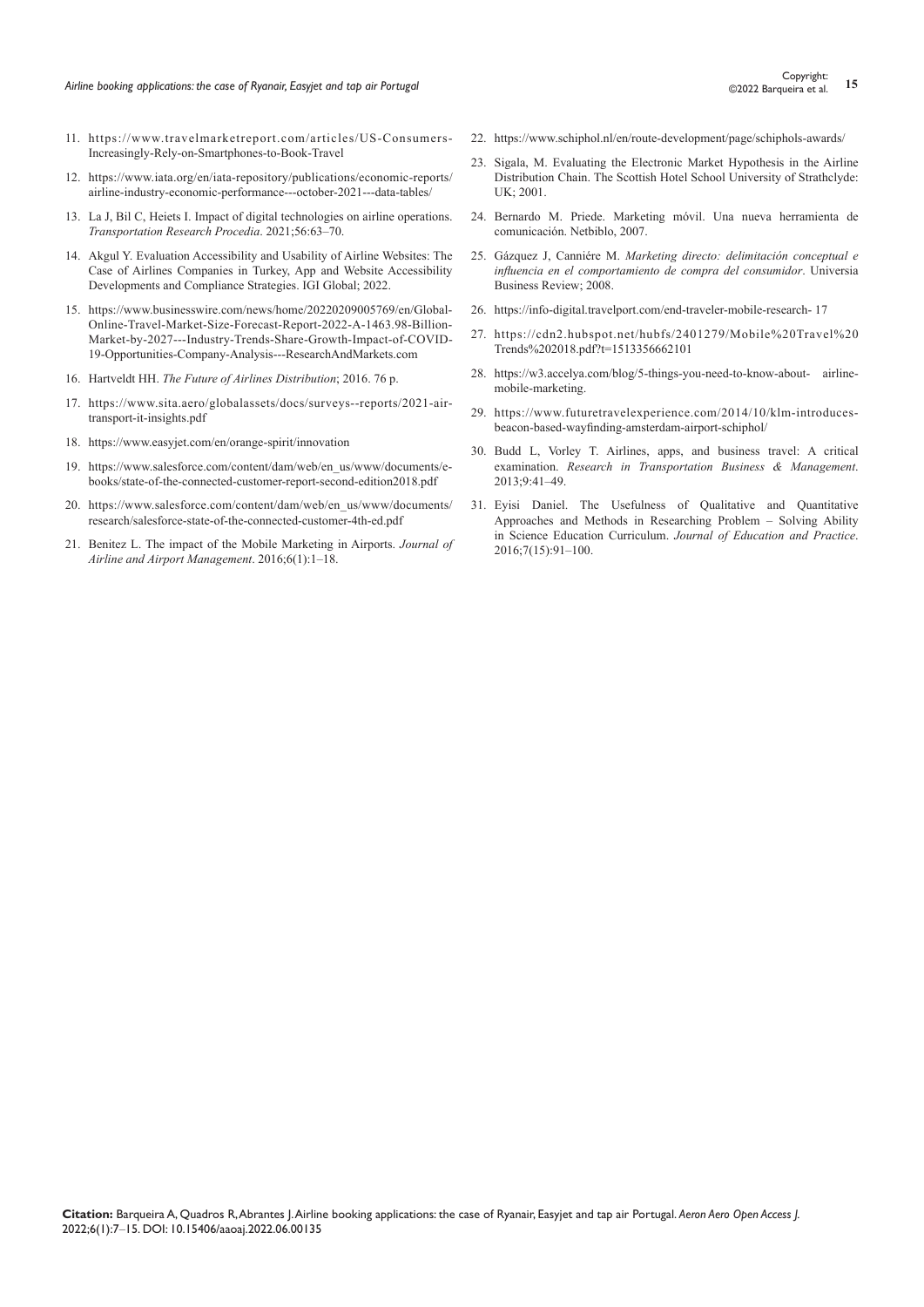11. https://www.travelmarketreport.com/articles/US-Consumers-Increasingly-Rely-on-Smartphones-to-Book-Travel

12. https://www.iata.org/en/iata-repository/publications/economic-reports/airline-industry-economic-performance---october-2021---data-tables/

13. La J, Bil C, Heiets I. Impact of digital technologies on airline operations. *Transportation Research Procedia*. 2021;56:63–70.

14. Akgul Y. Evaluation Accessibility and Usability of Airline Websites: The Case of Airlines Companies in Turkey, App and Website Accessibility Developments and Compliance Strategies. IGI Global; 2022.

15. https://www.businesswire.com/news/home/20220209005769/en/Global-Online-Travel-Market-Size-Forecast-Report-2022-A-1463.98-Billion-Market-by-2027---Industry-Trends-Share-Growth-Impact-of-COVID-19-Opportunities-Company-Analysis---ResearchAndMarkets.com

16. Hartveldt HH. *The Future of Airlines Distribution*; 2016. 76 p.

17. https://www.sita.aero/globalassets/docs/surveys--reports/2021-air-transport-it-insights.pdf

18. https://www.easyjet.com/en/orange-spirit/innovation

19. https://www.salesforce.com/content/dam/web/en_us/www/documents/e-books/state-of-the-connected-customer-report-second-edition2018.pdf

20. https://www.salesforce.com/content/dam/web/en_us/www/documents/research/salesforce-state-of-the-connected-customer-4th-ed.pdf

21. Benitez L. The impact of the Mobile Marketing in Airports. *Journal of Airline and Airport Management*. 2016;6(1):1–18.

22. https://www.schiphol.nl/en/route-development/page/schiphols-awards/

23. Sigala, M. Evaluating the Electronic Market Hypothesis in the Airline Distribution Chain. The Scottish Hotel School University of Strathclyde: UK; 2001.

24. Bernardo M. Priede. Marketing móvil. Una nueva herramienta de comunicación. Netbiblo, 2007.

25. Gázquez J, Canniére M. *Marketing directo: delimitación conceptual e influencia en el comportamiento de compra del consumidor*. Universia Business Review; 2008.

26. https://info-digital.travelport.com/end-traveler-mobile-research- 17

27. https://cdn2.hubspot.net/hubfs/2401279/Mobile%20Travel%20Trends%202018.pdf?t=1513356662101

28. https://w3.accelya.com/blog/5-things-you-need-to-know-about- airline-mobile-marketing.

29. https://www.futuretravelexperience.com/2014/10/klm-introduces-beacon-based-wayfinding-amsterdam-airport-schiphol/

30. Budd L, Vorley T. Airlines, apps, and business travel: A critical examination. *Research in Transportation Business & Management*. 2013;9:41–49.

31. Eyisi Daniel. The Usefulness of Qualitative and Quantitative Approaches and Methods in Researching Problem – Solving Ability in Science Education Curriculum. *Journal of Education and Practice*. 2016;7(15):91–100.